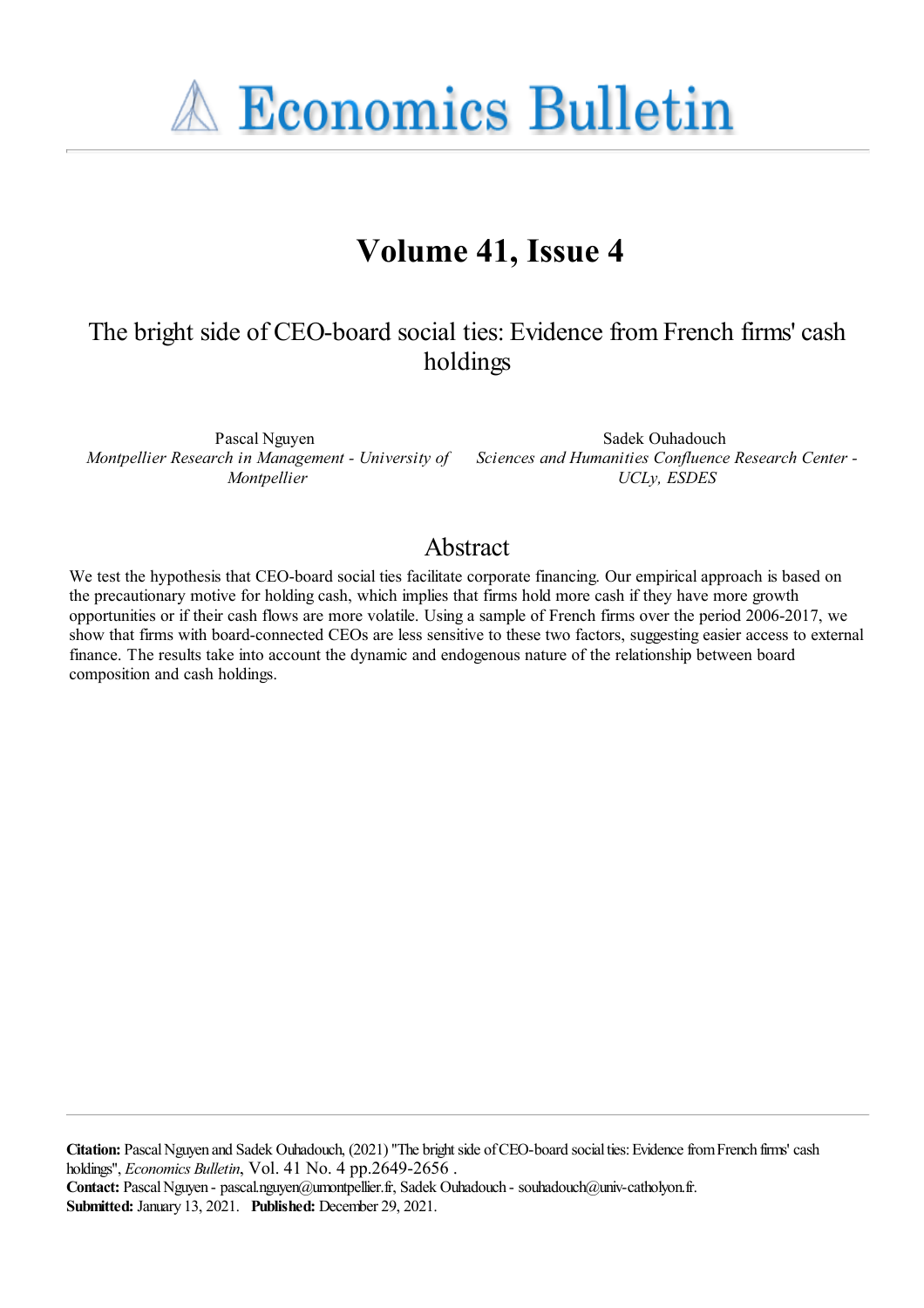# Economics Bulletin

## Volume 41, Issue 4

### The bright side of CEO-board social ties: Evidence from French firms' cash holdings

Pascal Nguyen
*Montpellier Research in Management - University of Montpellier*

Sadek Ouhadouch
*Sciences and Humanities Confluence Research Center - UCLy, ESDES*

## Abstract

We test the hypothesis that CEO-board social ties facilitate corporate financing. Our empirical approach is based on the precautionary motive for holding cash, which implies that firms hold more cash if they have more growth opportunities or if their cash flows are more volatile. Using a sample of French firms over the period 2006-2017, we show that firms with board-connected CEOs are less sensitive to these two factors, suggesting easier access to external finance. The results take into account the dynamic and endogenous nature of the relationship between board composition and cash holdings.

**Citation:** Pascal Nguyen and Sadek Ouhadouch, (2021) "The bright side of CEO-board social ties: Evidence from French firms' cash holdings", *Economics Bulletin*, Vol. 41 No. 4 pp.2649-2656 .
**Contact:** Pascal Nguyen - pascal.nguyen@umontpellier.fr, Sadek Ouhadouch - souhadouch@univ-catholyon.fr.
**Submitted:** January 13, 2021. **Published:** December 29, 2021.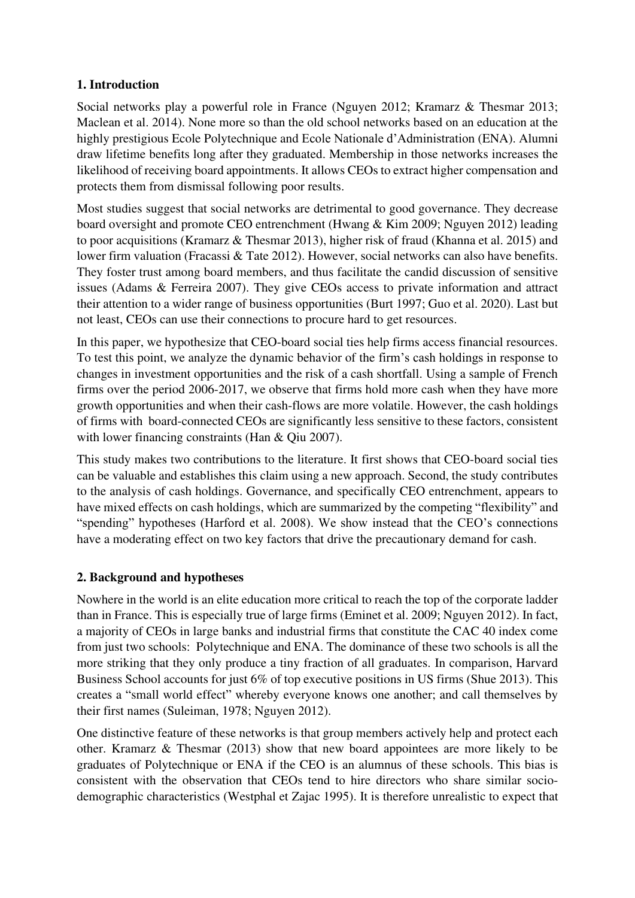## 1. Introduction

Social networks play a powerful role in France (Nguyen 2012; Kramarz & Thesmar 2013; Maclean et al. 2014). None more so than the old school networks based on an education at the highly prestigious Ecole Polytechnique and Ecole Nationale d'Administration (ENA). Alumni draw lifetime benefits long after they graduated. Membership in those networks increases the likelihood of receiving board appointments. It allows CEOs to extract higher compensation and protects them from dismissal following poor results.

Most studies suggest that social networks are detrimental to good governance. They decrease board oversight and promote CEO entrenchment (Hwang & Kim 2009; Nguyen 2012) leading to poor acquisitions (Kramarz & Thesmar 2013), higher risk of fraud (Khanna et al. 2015) and lower firm valuation (Fracassi & Tate 2012). However, social networks can also have benefits. They foster trust among board members, and thus facilitate the candid discussion of sensitive issues (Adams & Ferreira 2007). They give CEOs access to private information and attract their attention to a wider range of business opportunities (Burt 1997; Guo et al. 2020). Last but not least, CEOs can use their connections to procure hard to get resources.

In this paper, we hypothesize that CEO-board social ties help firms access financial resources. To test this point, we analyze the dynamic behavior of the firm's cash holdings in response to changes in investment opportunities and the risk of a cash shortfall. Using a sample of French firms over the period 2006-2017, we observe that firms hold more cash when they have more growth opportunities and when their cash-flows are more volatile. However, the cash holdings of firms with board-connected CEOs are significantly less sensitive to these factors, consistent with lower financing constraints (Han & Qiu 2007).

This study makes two contributions to the literature. It first shows that CEO-board social ties can be valuable and establishes this claim using a new approach. Second, the study contributes to the analysis of cash holdings. Governance, and specifically CEO entrenchment, appears to have mixed effects on cash holdings, which are summarized by the competing "flexibility" and "spending" hypotheses (Harford et al. 2008). We show instead that the CEO's connections have a moderating effect on two key factors that drive the precautionary demand for cash.

## 2. Background and hypotheses

Nowhere in the world is an elite education more critical to reach the top of the corporate ladder than in France. This is especially true of large firms (Eminet et al. 2009; Nguyen 2012). In fact, a majority of CEOs in large banks and industrial firms that constitute the CAC 40 index come from just two schools: Polytechnique and ENA. The dominance of these two schools is all the more striking that they only produce a tiny fraction of all graduates. In comparison, Harvard Business School accounts for just 6% of top executive positions in US firms (Shue 2013). This creates a "small world effect" whereby everyone knows one another; and call themselves by their first names (Suleiman, 1978; Nguyen 2012).

One distinctive feature of these networks is that group members actively help and protect each other. Kramarz & Thesmar (2013) show that new board appointees are more likely to be graduates of Polytechnique or ENA if the CEO is an alumnus of these schools. This bias is consistent with the observation that CEOs tend to hire directors who share similar socio-demographic characteristics (Westphal et Zajac 1995). It is therefore unrealistic to expect that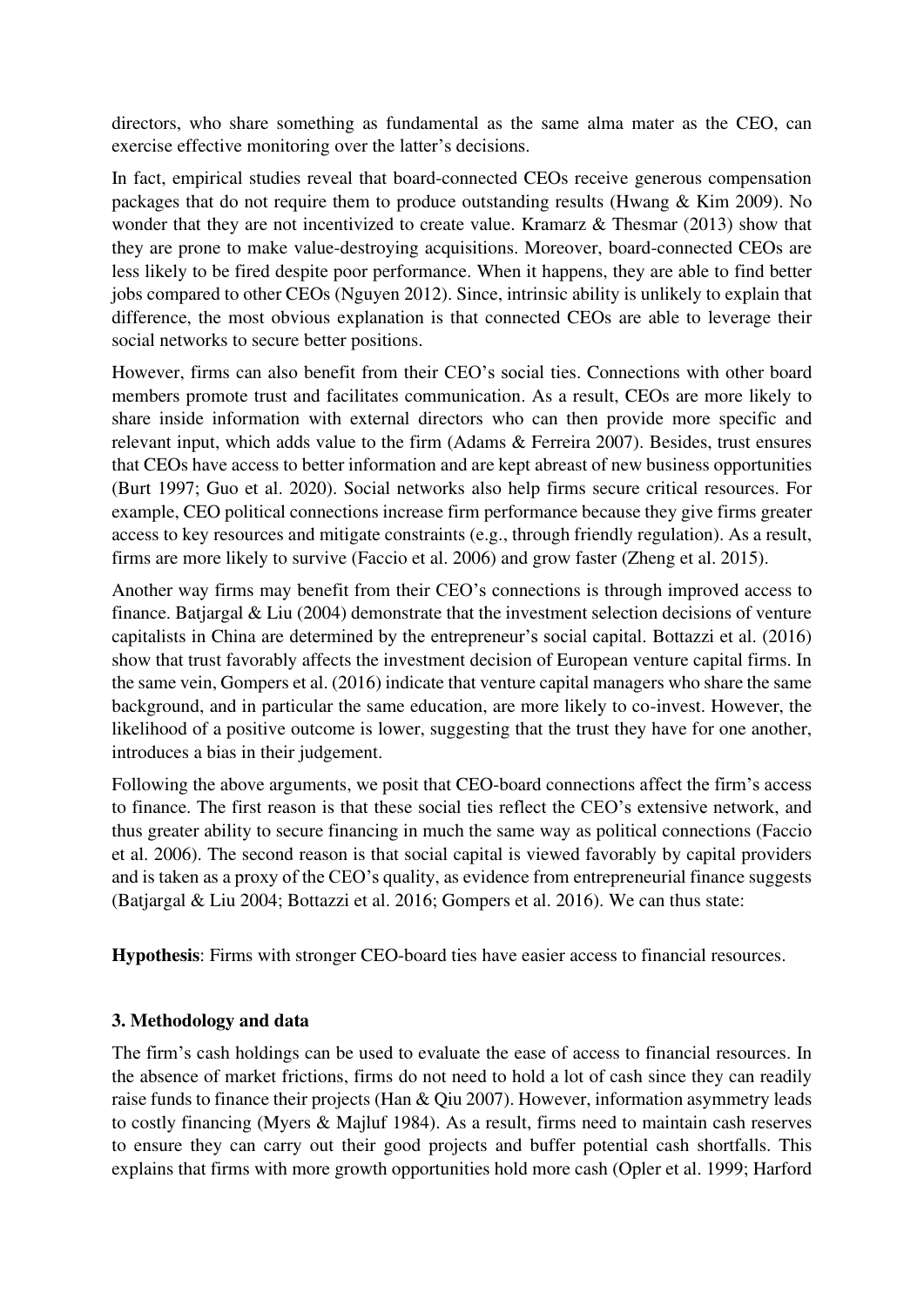directors, who share something as fundamental as the same alma mater as the CEO, can exercise effective monitoring over the latter's decisions.

In fact, empirical studies reveal that board-connected CEOs receive generous compensation packages that do not require them to produce outstanding results (Hwang & Kim 2009). No wonder that they are not incentivized to create value. Kramarz & Thesmar (2013) show that they are prone to make value-destroying acquisitions. Moreover, board-connected CEOs are less likely to be fired despite poor performance. When it happens, they are able to find better jobs compared to other CEOs (Nguyen 2012). Since, intrinsic ability is unlikely to explain that difference, the most obvious explanation is that connected CEOs are able to leverage their social networks to secure better positions.

However, firms can also benefit from their CEO's social ties. Connections with other board members promote trust and facilitates communication. As a result, CEOs are more likely to share inside information with external directors who can then provide more specific and relevant input, which adds value to the firm (Adams & Ferreira 2007). Besides, trust ensures that CEOs have access to better information and are kept abreast of new business opportunities (Burt 1997; Guo et al. 2020). Social networks also help firms secure critical resources. For example, CEO political connections increase firm performance because they give firms greater access to key resources and mitigate constraints (e.g., through friendly regulation). As a result, firms are more likely to survive (Faccio et al. 2006) and grow faster (Zheng et al. 2015).

Another way firms may benefit from their CEO's connections is through improved access to finance. Batjargal & Liu (2004) demonstrate that the investment selection decisions of venture capitalists in China are determined by the entrepreneur's social capital. Bottazzi et al. (2016) show that trust favorably affects the investment decision of European venture capital firms. In the same vein, Gompers et al. (2016) indicate that venture capital managers who share the same background, and in particular the same education, are more likely to co-invest. However, the likelihood of a positive outcome is lower, suggesting that the trust they have for one another, introduces a bias in their judgement.

Following the above arguments, we posit that CEO-board connections affect the firm's access to finance. The first reason is that these social ties reflect the CEO's extensive network, and thus greater ability to secure financing in much the same way as political connections (Faccio et al. 2006). The second reason is that social capital is viewed favorably by capital providers and is taken as a proxy of the CEO's quality, as evidence from entrepreneurial finance suggests (Batjargal & Liu 2004; Bottazzi et al. 2016; Gompers et al. 2016). We can thus state:

**Hypothesis**: Firms with stronger CEO-board ties have easier access to financial resources.

## 3. Methodology and data

The firm's cash holdings can be used to evaluate the ease of access to financial resources. In the absence of market frictions, firms do not need to hold a lot of cash since they can readily raise funds to finance their projects (Han & Qiu 2007). However, information asymmetry leads to costly financing (Myers & Majluf 1984). As a result, firms need to maintain cash reserves to ensure they can carry out their good projects and buffer potential cash shortfalls. This explains that firms with more growth opportunities hold more cash (Opler et al. 1999; Harford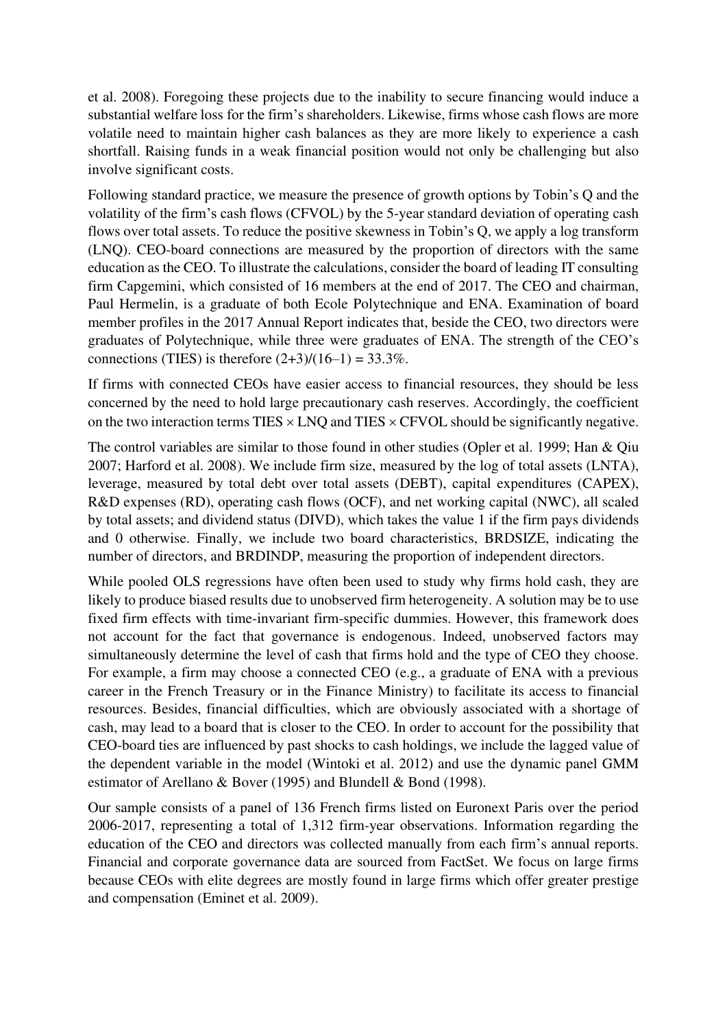et al. 2008). Foregoing these projects due to the inability to secure financing would induce a substantial welfare loss for the firm's shareholders. Likewise, firms whose cash flows are more volatile need to maintain higher cash balances as they are more likely to experience a cash shortfall. Raising funds in a weak financial position would not only be challenging but also involve significant costs.

Following standard practice, we measure the presence of growth options by Tobin's Q and the volatility of the firm's cash flows (CFVOL) by the 5-year standard deviation of operating cash flows over total assets. To reduce the positive skewness in Tobin's Q, we apply a log transform (LNQ). CEO-board connections are measured by the proportion of directors with the same education as the CEO. To illustrate the calculations, consider the board of leading IT consulting firm Capgemini, which consisted of 16 members at the end of 2017. The CEO and chairman, Paul Hermelin, is a graduate of both Ecole Polytechnique and ENA. Examination of board member profiles in the 2017 Annual Report indicates that, beside the CEO, two directors were graduates of Polytechnique, while three were graduates of ENA. The strength of the CEO's connections (TIES) is therefore $(2+3)/(16–1) = 33.3\%$.

If firms with connected CEOs have easier access to financial resources, they should be less concerned by the need to hold large precautionary cash reserves. Accordingly, the coefficient on the two interaction terms TIES $\times$ LNQ and TIES $\times$ CFVOL should be significantly negative.

The control variables are similar to those found in other studies (Opler et al. 1999; Han & Qiu 2007; Harford et al. 2008). We include firm size, measured by the log of total assets (LNTA), leverage, measured by total debt over total assets (DEBT), capital expenditures (CAPEX), R&D expenses (RD), operating cash flows (OCF), and net working capital (NWC), all scaled by total assets; and dividend status (DIVD), which takes the value 1 if the firm pays dividends and 0 otherwise. Finally, we include two board characteristics, BRDSIZE, indicating the number of directors, and BRDINDP, measuring the proportion of independent directors.

While pooled OLS regressions have often been used to study why firms hold cash, they are likely to produce biased results due to unobserved firm heterogeneity. A solution may be to use fixed firm effects with time-invariant firm-specific dummies. However, this framework does not account for the fact that governance is endogenous. Indeed, unobserved factors may simultaneously determine the level of cash that firms hold and the type of CEO they choose. For example, a firm may choose a connected CEO (e.g., a graduate of ENA with a previous career in the French Treasury or in the Finance Ministry) to facilitate its access to financial resources. Besides, financial difficulties, which are obviously associated with a shortage of cash, may lead to a board that is closer to the CEO. In order to account for the possibility that CEO-board ties are influenced by past shocks to cash holdings, we include the lagged value of the dependent variable in the model (Wintoki et al. 2012) and use the dynamic panel GMM estimator of Arellano & Bover (1995) and Blundell & Bond (1998).

Our sample consists of a panel of 136 French firms listed on Euronext Paris over the period 2006-2017, representing a total of 1,312 firm-year observations. Information regarding the education of the CEO and directors was collected manually from each firm's annual reports. Financial and corporate governance data are sourced from FactSet. We focus on large firms because CEOs with elite degrees are mostly found in large firms which offer greater prestige and compensation (Eminet et al. 2009).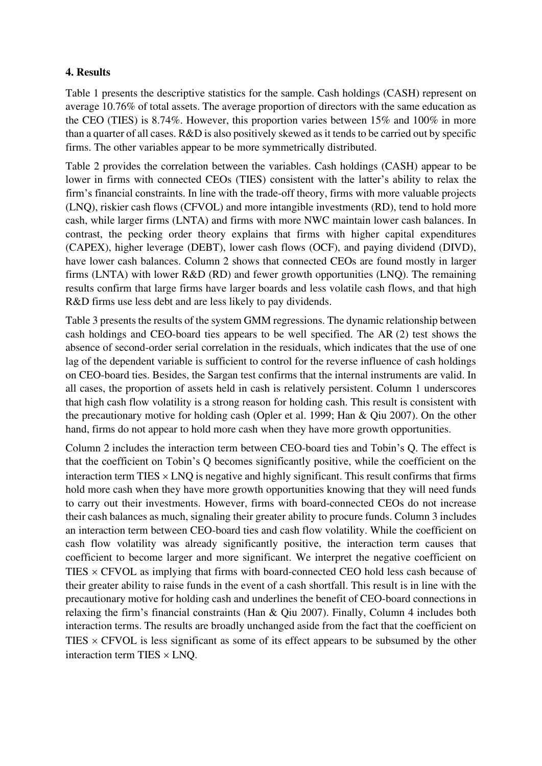### 4. Results

Table 1 presents the descriptive statistics for the sample. Cash holdings (CASH) represent on average 10.76% of total assets. The average proportion of directors with the same education as the CEO (TIES) is 8.74%. However, this proportion varies between 15% and 100% in more than a quarter of all cases. R&D is also positively skewed as it tends to be carried out by specific firms. The other variables appear to be more symmetrically distributed.

Table 2 provides the correlation between the variables. Cash holdings (CASH) appear to be lower in firms with connected CEOs (TIES) consistent with the latter's ability to relax the firm's financial constraints. In line with the trade-off theory, firms with more valuable projects (LNQ), riskier cash flows (CFVOL) and more intangible investments (RD), tend to hold more cash, while larger firms (LNTA) and firms with more NWC maintain lower cash balances. In contrast, the pecking order theory explains that firms with higher capital expenditures (CAPEX), higher leverage (DEBT), lower cash flows (OCF), and paying dividend (DIVD), have lower cash balances. Column 2 shows that connected CEOs are found mostly in larger firms (LNTA) with lower R&D (RD) and fewer growth opportunities (LNQ). The remaining results confirm that large firms have larger boards and less volatile cash flows, and that high R&D firms use less debt and are less likely to pay dividends.

Table 3 presents the results of the system GMM regressions. The dynamic relationship between cash holdings and CEO-board ties appears to be well specified. The AR (2) test shows the absence of second-order serial correlation in the residuals, which indicates that the use of one lag of the dependent variable is sufficient to control for the reverse influence of cash holdings on CEO-board ties. Besides, the Sargan test confirms that the internal instruments are valid. In all cases, the proportion of assets held in cash is relatively persistent. Column 1 underscores that high cash flow volatility is a strong reason for holding cash. This result is consistent with the precautionary motive for holding cash (Opler et al. 1999; Han & Qiu 2007). On the other hand, firms do not appear to hold more cash when they have more growth opportunities.

Column 2 includes the interaction term between CEO-board ties and Tobin's Q. The effect is that the coefficient on Tobin's Q becomes significantly positive, while the coefficient on the interaction term TIES $\times$ LNQ is negative and highly significant. This result confirms that firms hold more cash when they have more growth opportunities knowing that they will need funds to carry out their investments. However, firms with board-connected CEOs do not increase their cash balances as much, signaling their greater ability to procure funds. Column 3 includes an interaction term between CEO-board ties and cash flow volatility. While the coefficient on cash flow volatility was already significantly positive, the interaction term causes that coefficient to become larger and more significant. We interpret the negative coefficient on TIES $\times$ CFVOL as implying that firms with board-connected CEO hold less cash because of their greater ability to raise funds in the event of a cash shortfall. This result is in line with the precautionary motive for holding cash and underlines the benefit of CEO-board connections in relaxing the firm's financial constraints (Han & Qiu 2007). Finally, Column 4 includes both interaction terms. The results are broadly unchanged aside from the fact that the coefficient on TIES $\times$ CFVOL is less significant as some of its effect appears to be subsumed by the other interaction term TIES $\times$ LNQ.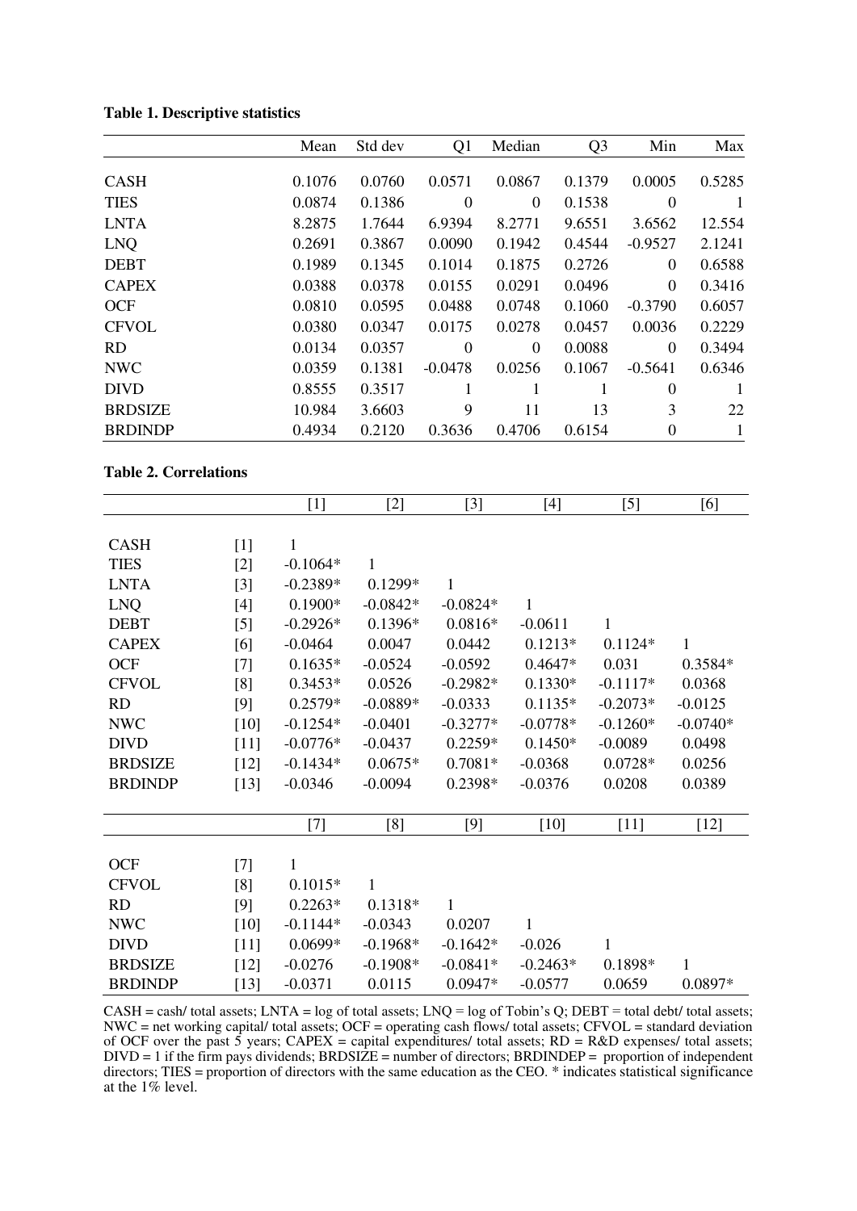**Table 1. Descriptive statistics**

| | Mean | Std dev | Q1 | Median | Q3 | Min | Max |
|---|---|---|---|---|---|---|---|
| CASH | 0.1076 | 0.0760 | 0.0571 | 0.0867 | 0.1379 | 0.0005 | 0.5285 |
| TIES | 0.0874 | 0.1386 | 0 | 0 | 0.1538 | 0 | 1 |
| LNTA | 8.2875 | 1.7644 | 6.9394 | 8.2771 | 9.6551 | 3.6562 | 12.554 |
| LNQ | 0.2691 | 0.3867 | 0.0090 | 0.1942 | 0.4544 | -0.9527 | 2.1241 |
| DEBT | 0.1989 | 0.1345 | 0.1014 | 0.1875 | 0.2726 | 0 | 0.6588 |
| CAPEX | 0.0388 | 0.0378 | 0.0155 | 0.0291 | 0.0496 | 0 | 0.3416 |
| OCF | 0.0810 | 0.0595 | 0.0488 | 0.0748 | 0.1060 | -0.3790 | 0.6057 |
| CFVOL | 0.0380 | 0.0347 | 0.0175 | 0.0278 | 0.0457 | 0.0036 | 0.2229 |
| RD | 0.0134 | 0.0357 | 0 | 0 | 0.0088 | 0 | 0.3494 |
| NWC | 0.0359 | 0.1381 | -0.0478 | 0.0256 | 0.1067 | -0.5641 | 0.6346 |
| DIVD | 0.8555 | 0.3517 | 1 | 1 | 1 | 0 | 1 |
| BRDSIZE | 10.984 | 3.6603 | 9 | 11 | 13 | 3 | 22 |
| BRDINDP | 0.4934 | 0.2120 | 0.3636 | 0.4706 | 0.6154 | 0 | 1 |

**Table 2. Correlations**

| | | [1] | [2] | [3] | [4] | [5] | [6] |
|---|---|---|---|---|---|---|---|
| CASH | [1] | 1 | | | | | |
| TIES | [2] | -0.1064* | 1 | | | | |
| LNTA | [3] | -0.2389* | 0.1299* | 1 | | | |
| LNQ | [4] | 0.1900* | -0.0842* | -0.0824* | 1 | | |
| DEBT | [5] | -0.2926* | 0.1396* | 0.0816* | -0.0611 | 1 | |
| CAPEX | [6] | -0.0464 | 0.0047 | 0.0442 | 0.1213* | 0.1124* | 1 |
| OCF | [7] | 0.1635* | -0.0524 | -0.0592 | 0.4647* | 0.031 | 0.3584* |
| CFVOL | [8] | 0.3453* | 0.0526 | -0.2982* | 0.1330* | -0.1117* | 0.0368 |
| RD | [9] | 0.2579* | -0.0889* | -0.0333 | 0.1135* | -0.2073* | -0.0125 |
| NWC | [10] | -0.1254* | -0.0401 | -0.3277* | -0.0778* | -0.1260* | -0.0740* |
| DIVD | [11] | -0.0776* | -0.0437 | 0.2259* | 0.1450* | -0.0089 | 0.0498 |
| BRDSIZE | [12] | -0.1434* | 0.0675* | 0.7081* | -0.0368 | 0.0728* | 0.0256 |
| BRDINDP | [13] | -0.0346 | -0.0094 | 0.2398* | -0.0376 | 0.0208 | 0.0389 |

| | | [7] | [8] | [9] | [10] | [11] | [12] |
|---|---|---|---|---|---|---|---|
| OCF | [7] | 1 | | | | | |
| CFVOL | [8] | 0.1015* | 1 | | | | |
| RD | [9] | 0.2263* | 0.1318* | 1 | | | |
| NWC | [10] | -0.1144* | -0.0343 | 0.0207 | 1 | | |
| DIVD | [11] | 0.0699* | -0.1968* | -0.1642* | -0.026 | 1 | |
| BRDSIZE | [12] | -0.0276 | -0.1908* | -0.0841* | -0.2463* | 0.1898* | 1 |
| BRDINDP | [13] | -0.0371 | 0.0115 | 0.0947* | -0.0577 | 0.0659 | 0.0897* |

CASH = cash/ total assets; LNTA = log of total assets; LNQ = log of Tobin's Q; DEBT = total debt/ total assets; NWC = net working capital/ total assets; OCF = operating cash flows/ total assets; CFVOL = standard deviation of OCF over the past 5 years; CAPEX = capital expenditures/ total assets; RD = R&D expenses/ total assets; DIVD = 1 if the firm pays dividends; BRDSIZE = number of directors; BRDINDEP = proportion of independent directors; TIES = proportion of directors with the same education as the CEO. * indicates statistical significance at the 1% level.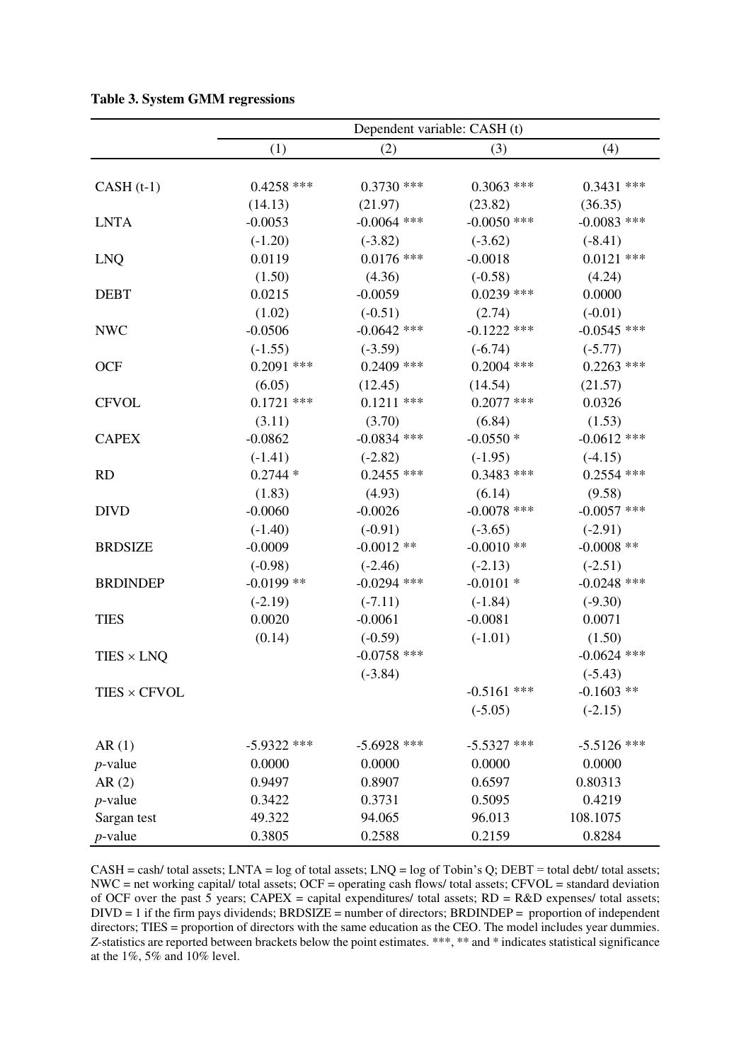**Table 3. System GMM regressions**

| | Dependent variable: CASH (t) | | | |
|---|---|---|---|---|
| | (1) | (2) | (3) | (4) |
| CASH (t-1) | 0.4258 *** | 0.3730 *** | 0.3063 *** | 0.3431 *** |
| | (14.13) | (21.97) | (23.82) | (36.35) |
| LNTA | -0.0053 | -0.0064 *** | -0.0050 *** | -0.0083 *** |
| | (-1.20) | (-3.82) | (-3.62) | (-8.41) |
| LNQ | 0.0119 | 0.0176 *** | -0.0018 | 0.0121 *** |
| | (1.50) | (4.36) | (-0.58) | (4.24) |
| DEBT | 0.0215 | -0.0059 | 0.0239 *** | 0.0000 |
| | (1.02) | (-0.51) | (2.74) | (-0.01) |
| NWC | -0.0506 | -0.0642 *** | -0.1222 *** | -0.0545 *** |
| | (-1.55) | (-3.59) | (-6.74) | (-5.77) |
| OCF | 0.2091 *** | 0.2409 *** | 0.2004 *** | 0.2263 *** |
| | (6.05) | (12.45) | (14.54) | (21.57) |
| CFVOL | 0.1721 *** | 0.1211 *** | 0.2077 *** | 0.0326 |
| | (3.11) | (3.70) | (6.84) | (1.53) |
| CAPEX | -0.0862 | -0.0834 *** | -0.0550 * | -0.0612 *** |
| | (-1.41) | (-2.82) | (-1.95) | (-4.15) |
| RD | 0.2744 * | 0.2455 *** | 0.3483 *** | 0.2554 *** |
| | (1.83) | (4.93) | (6.14) | (9.58) |
| DIVD | -0.0060 | -0.0026 | -0.0078 *** | -0.0057 *** |
| | (-1.40) | (-0.91) | (-3.65) | (-2.91) |
| BRDSIZE | -0.0009 | -0.0012 ** | -0.0010 ** | -0.0008 ** |
| | (-0.98) | (-2.46) | (-2.13) | (-2.51) |
| BRDINDEP | -0.0199 ** | -0.0294 *** | -0.0101 * | -0.0248 *** |
| | (-2.19) | (-7.11) | (-1.84) | (-9.30) |
| TIES | 0.0020 | -0.0061 | -0.0081 | 0.0071 |
| | (0.14) | (-0.59) | (-1.01) | (1.50) |
| TIES × LNQ | | -0.0758 *** | | -0.0624 *** |
| | | (-3.84) | | (-5.43) |
| TIES × CFVOL | | | -0.5161 *** | -0.1603 ** |
| | | | (-5.05) | (-2.15) |
| AR (1) | -5.9322 *** | -5.6928 *** | -5.5327 *** | -5.5126 *** |
| *p*-value | 0.0000 | 0.0000 | 0.0000 | 0.0000 |
| AR (2) | 0.9497 | 0.8907 | 0.6597 | 0.80313 |
| *p*-value | 0.3422 | 0.3731 | 0.5095 | 0.4219 |
| Sargan test | 49.322 | 94.065 | 96.013 | 108.1075 |
| *p*-value | 0.3805 | 0.2588 | 0.2159 | 0.8284 |

CASH = cash/ total assets; LNTA = log of total assets; LNQ = log of Tobin's Q; DEBT = total debt/ total assets; NWC = net working capital/ total assets; OCF = operating cash flows/ total assets; CFVOL = standard deviation of OCF over the past 5 years; CAPEX = capital expenditures/ total assets; RD = R&D expenses/ total assets; DIVD = 1 if the firm pays dividends; BRDSIZE = number of directors; BRDINDEP = proportion of independent directors; TIES = proportion of directors with the same education as the CEO. The model includes year dummies. *Z*-statistics are reported between brackets below the point estimates. ***, ** and * indicates statistical significance at the 1%, 5% and 10% level.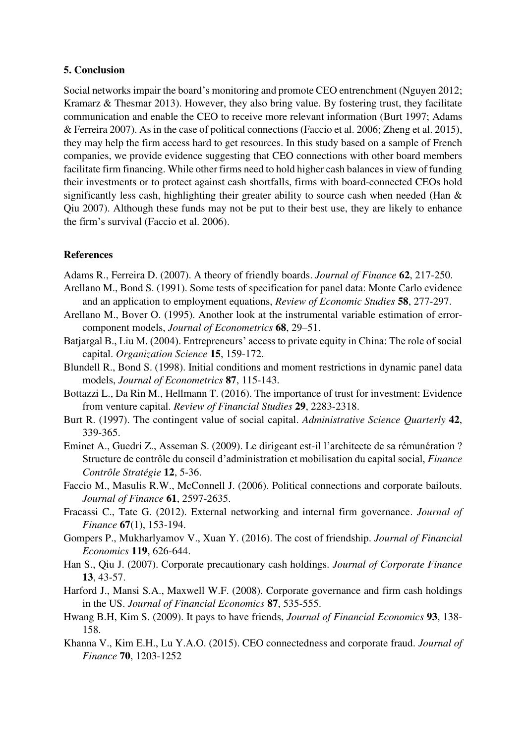## 5. Conclusion

Social networks impair the board's monitoring and promote CEO entrenchment (Nguyen 2012; Kramarz & Thesmar 2013). However, they also bring value. By fostering trust, they facilitate communication and enable the CEO to receive more relevant information (Burt 1997; Adams & Ferreira 2007). As in the case of political connections (Faccio et al. 2006; Zheng et al. 2015), they may help the firm access hard to get resources. In this study based on a sample of French companies, we provide evidence suggesting that CEO connections with other board members facilitate firm financing. While other firms need to hold higher cash balances in view of funding their investments or to protect against cash shortfalls, firms with board-connected CEOs hold significantly less cash, highlighting their greater ability to source cash when needed (Han & Qiu 2007). Although these funds may not be put to their best use, they are likely to enhance the firm's survival (Faccio et al. 2006).

## References

Adams R., Ferreira D. (2007). A theory of friendly boards. *Journal of Finance* **62**, 217-250.

Arellano M., Bond S. (1991). Some tests of specification for panel data: Monte Carlo evidence and an application to employment equations, *Review of Economic Studies* **58**, 277-297.

Arellano M., Bover O. (1995). Another look at the instrumental variable estimation of error-component models, *Journal of Econometrics* **68**, 29–51.

Batjargal B., Liu M. (2004). Entrepreneurs' access to private equity in China: The role of social capital. *Organization Science* **15**, 159-172.

Blundell R., Bond S. (1998). Initial conditions and moment restrictions in dynamic panel data models, *Journal of Econometrics* **87**, 115-143.

Bottazzi L., Da Rin M., Hellmann T. (2016). The importance of trust for investment: Evidence from venture capital. *Review of Financial Studies* **29**, 2283-2318.

Burt R. (1997). The contingent value of social capital. *Administrative Science Quarterly* **42**, 339-365.

Eminet A., Guedri Z., Asseman S. (2009). Le dirigeant est-il l'architecte de sa rémunération ? Structure de contrôle du conseil d'administration et mobilisation du capital social, *Finance Contrôle Stratégie* **12**, 5-36.

Faccio M., Masulis R.W., McConnell J. (2006). Political connections and corporate bailouts. *Journal of Finance* **61**, 2597-2635.

Fracassi C., Tate G. (2012). External networking and internal firm governance. *Journal of Finance* **67**(1), 153-194.

Gompers P., Mukharlyamov V., Xuan Y. (2016). The cost of friendship. *Journal of Financial Economics* **119**, 626-644.

Han S., Qiu J. (2007). Corporate precautionary cash holdings. *Journal of Corporate Finance* **13**, 43-57.

Harford J., Mansi S.A., Maxwell W.F. (2008). Corporate governance and firm cash holdings in the US. *Journal of Financial Economics* **87**, 535-555.

Hwang B.H, Kim S. (2009). It pays to have friends, *Journal of Financial Economics* **93**, 138-158.

Khanna V., Kim E.H., Lu Y.A.O. (2015). CEO connectedness and corporate fraud. *Journal of Finance* **70**, 1203-1252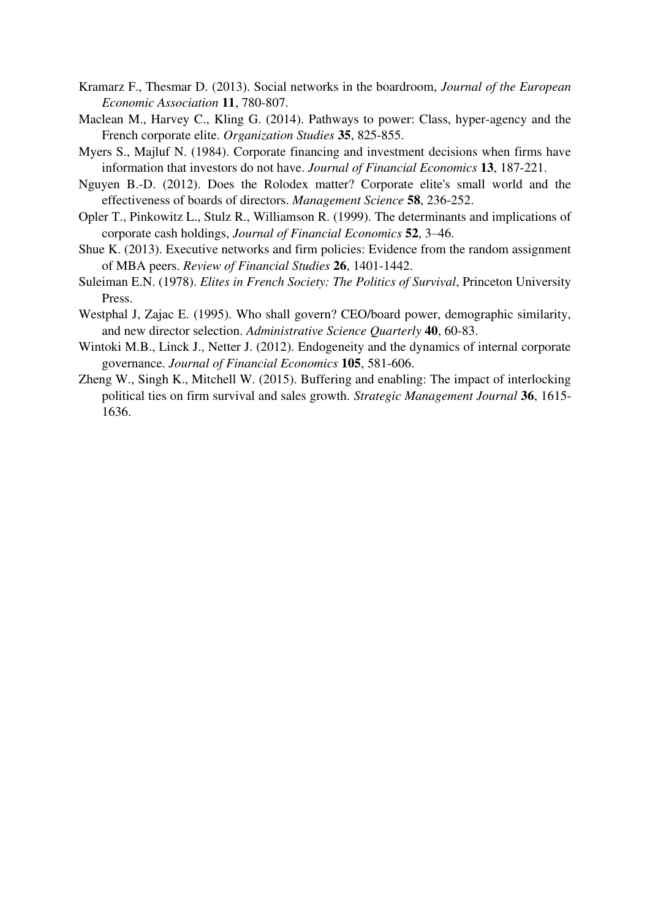Kramarz F., Thesmar D. (2013). Social networks in the boardroom, *Journal of the European Economic Association* **11**, 780-807.

Maclean M., Harvey C., Kling G. (2014). Pathways to power: Class, hyper-agency and the French corporate elite. *Organization Studies* **35**, 825-855.

Myers S., Majluf N. (1984). Corporate financing and investment decisions when firms have information that investors do not have. *Journal of Financial Economics* **13**, 187-221.

Nguyen B.-D. (2012). Does the Rolodex matter? Corporate elite's small world and the effectiveness of boards of directors. *Management Science* **58**, 236-252.

Opler T., Pinkowitz L., Stulz R., Williamson R. (1999). The determinants and implications of corporate cash holdings, *Journal of Financial Economics* **52**, 3–46.

Shue K. (2013). Executive networks and firm policies: Evidence from the random assignment of MBA peers. *Review of Financial Studies* **26**, 1401-1442.

Suleiman E.N. (1978). *Elites in French Society: The Politics of Survival*, Princeton University Press.

Westphal J, Zajac E. (1995). Who shall govern? CEO/board power, demographic similarity, and new director selection. *Administrative Science Quarterly* **40**, 60-83.

Wintoki M.B., Linck J., Netter J. (2012). Endogeneity and the dynamics of internal corporate governance. *Journal of Financial Economics* **105**, 581-606.

Zheng W., Singh K., Mitchell W. (2015). Buffering and enabling: The impact of interlocking political ties on firm survival and sales growth. *Strategic Management Journal* **36**, 1615-1636.